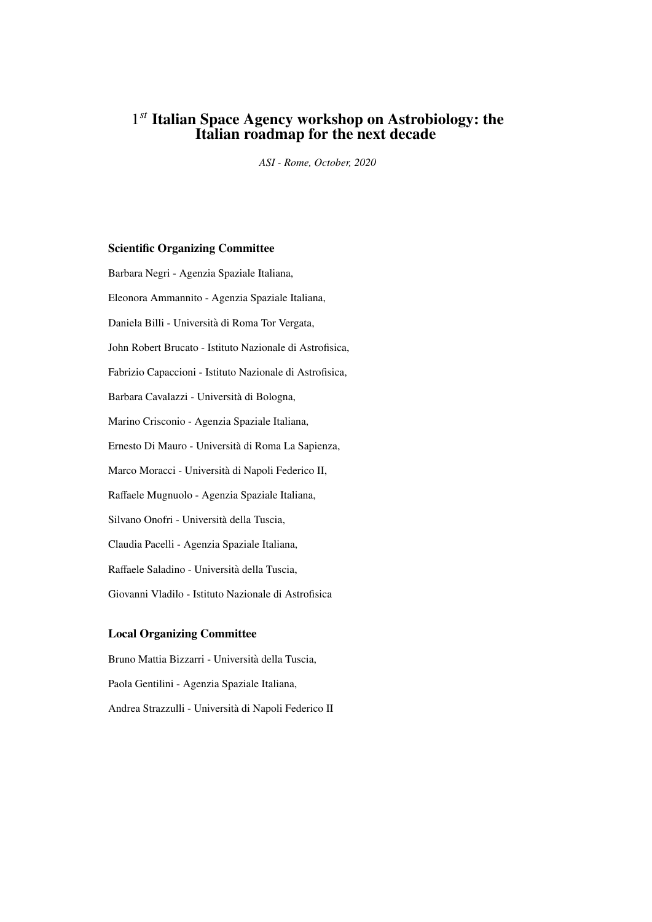# $1^{st}$ Italian Space Agency workshop on Astrobiology: the Italian roadmap for the next decade

*ASI - Rome, October, 2020*

### Scientific Organizing Committee

Barbara Negri - Agenzia Spaziale Italiana,

Eleonora Ammannito - Agenzia Spaziale Italiana,

Daniela Billi - Università di Roma Tor Vergata,

John Robert Brucato - Istituto Nazionale di Astrofisica,

Fabrizio Capaccioni - Istituto Nazionale di Astrofisica,

Barbara Cavalazzi - Università di Bologna,

Marino Crisconio - Agenzia Spaziale Italiana,

Ernesto Di Mauro - Università di Roma La Sapienza,

Marco Moracci - Università di Napoli Federico II,

Raffaele Mugnuolo - Agenzia Spaziale Italiana,

Silvano Onofri - Università della Tuscia,

Claudia Pacelli - Agenzia Spaziale Italiana,

Raffaele Saladino - Università della Tuscia,

Giovanni Vladilo - Istituto Nazionale di Astrofisica

### Local Organizing Committee

Bruno Mattia Bizzarri - Università della Tuscia,

Paola Gentilini - Agenzia Spaziale Italiana,

Andrea Strazzulli - Università di Napoli Federico II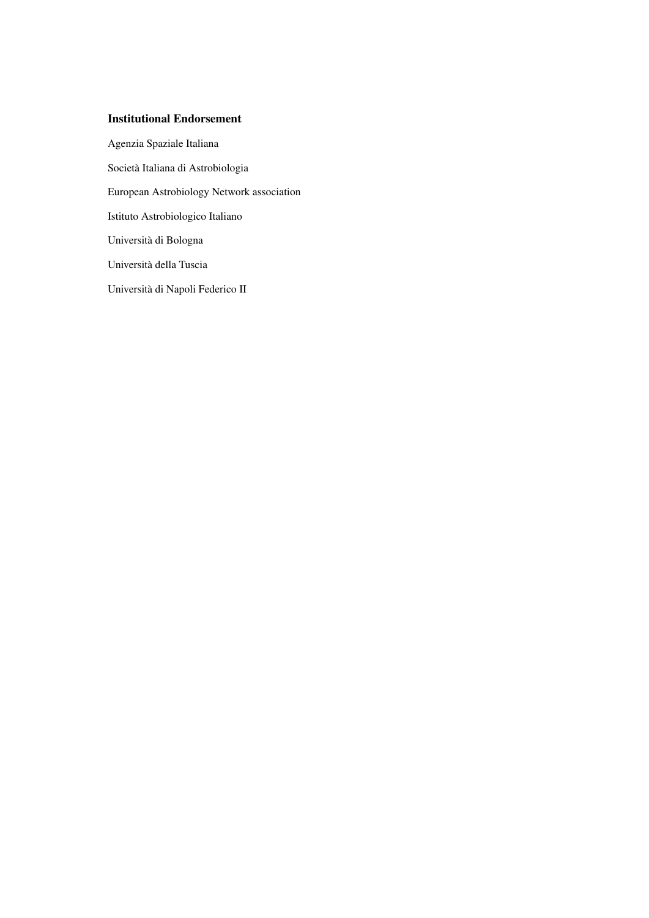**Institutional Endorsement**

Agenzia Spaziale Italiana

Società Italiana di Astrobiologia

European Astrobiology Network association

Istituto Astrobiologico Italiano

Università di Bologna

Università della Tuscia

Università di Napoli Federico II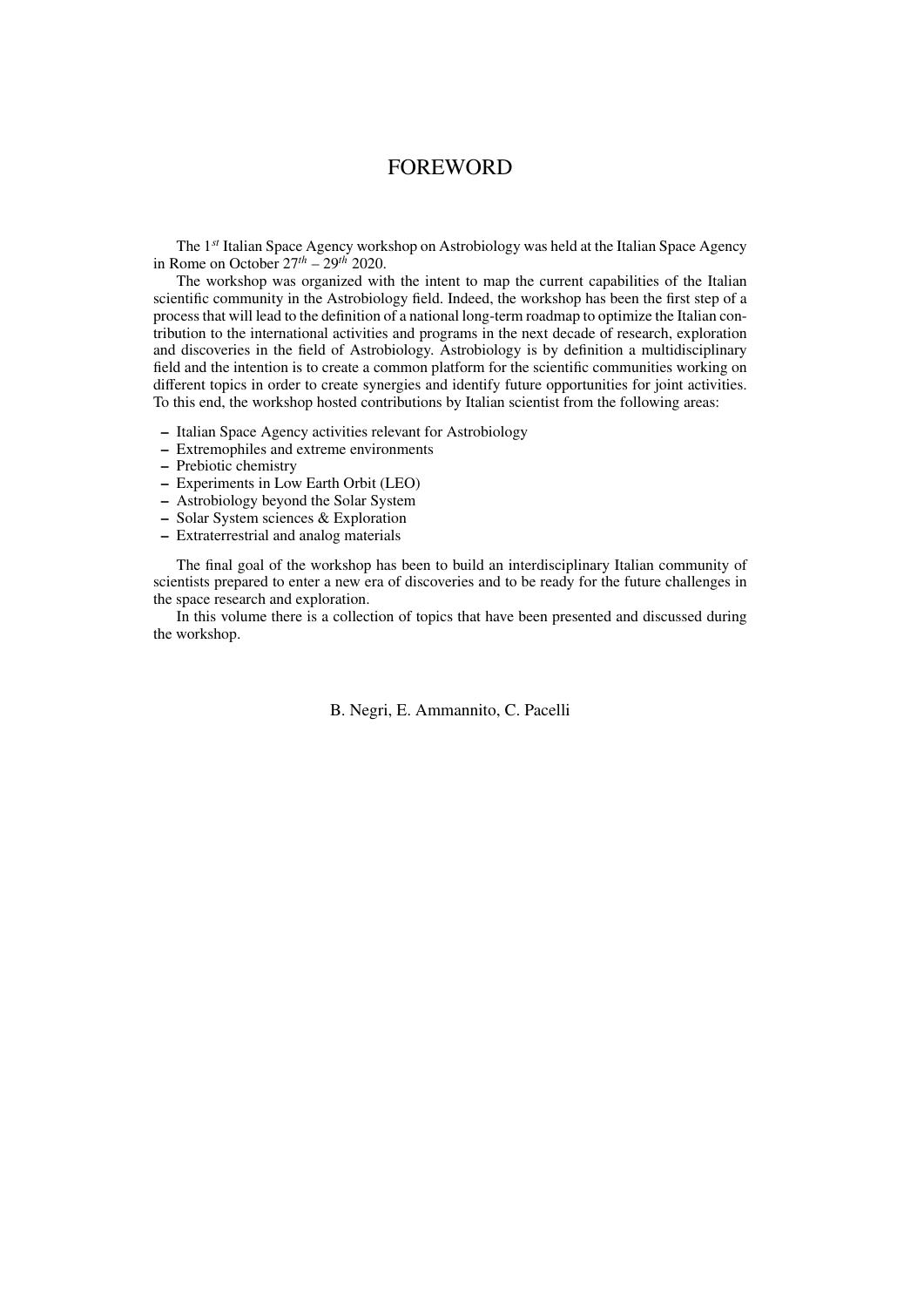# FOREWORD

The 1$^{st}$ Italian Space Agency workshop on Astrobiology was held at the Italian Space Agency in Rome on October 27$^{th}$ – 29$^{th}$ 2020.

The workshop was organized with the intent to map the current capabilities of the Italian scientific community in the Astrobiology field. Indeed, the workshop has been the first step of a process that will lead to the definition of a national long-term roadmap to optimize the Italian contribution to the international activities and programs in the next decade of research, exploration and discoveries in the field of Astrobiology. Astrobiology is by definition a multidisciplinary field and the intention is to create a common platform for the scientific communities working on different topics in order to create synergies and identify future opportunities for joint activities. To this end, the workshop hosted contributions by Italian scientist from the following areas:

- Italian Space Agency activities relevant for Astrobiology
- Extremophiles and extreme environments
- Prebiotic chemistry
- Experiments in Low Earth Orbit (LEO)
- Astrobiology beyond the Solar System
- Solar System sciences & Exploration
- Extraterrestrial and analog materials

The final goal of the workshop has been to build an interdisciplinary Italian community of scientists prepared to enter a new era of discoveries and to be ready for the future challenges in the space research and exploration.

In this volume there is a collection of topics that have been presented and discussed during the workshop.

B. Negri, E. Ammannito, C. Pacelli